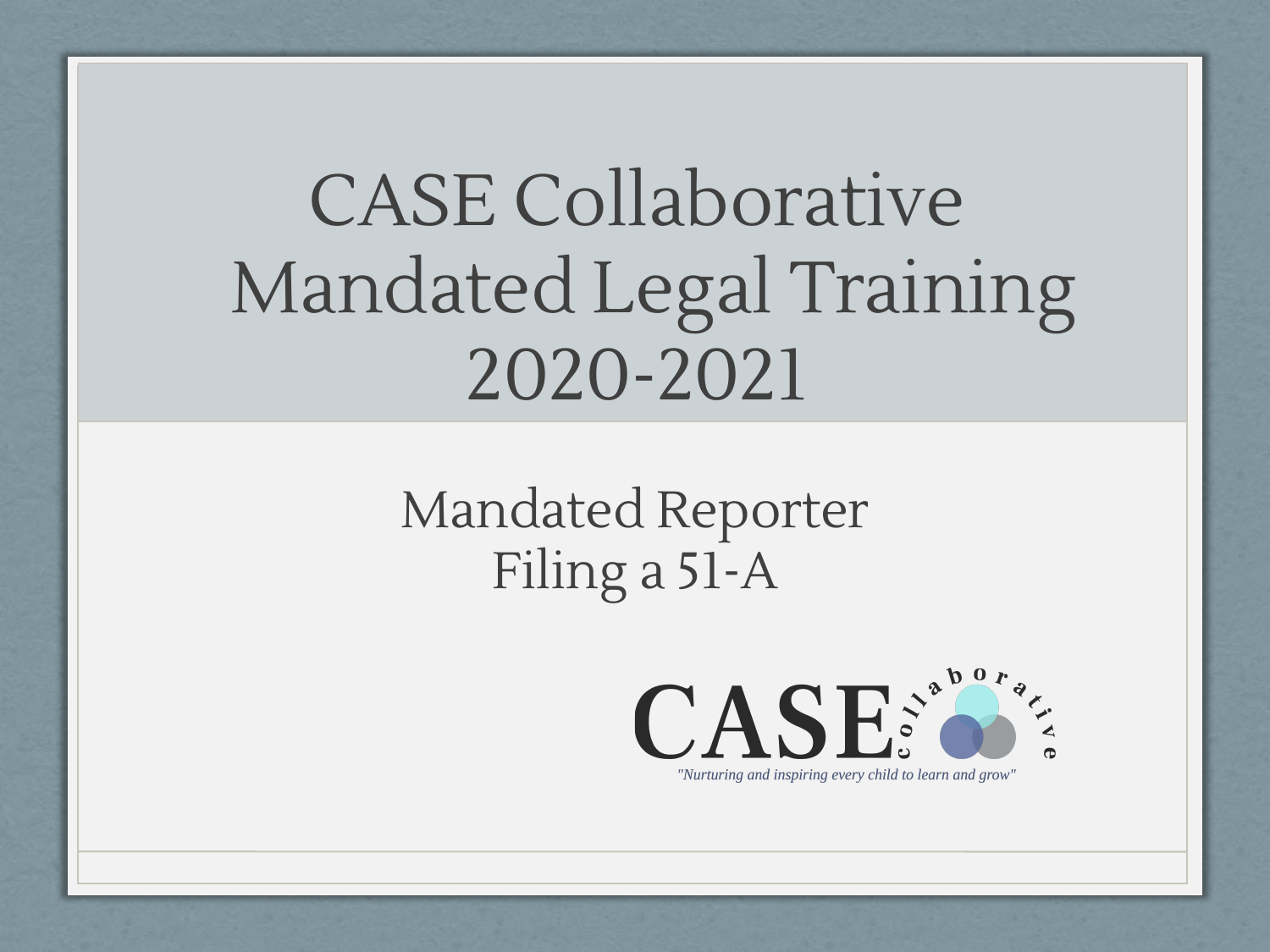# CASE Collaborative Mandated Legal Training 2020-2021

## Mandated Reporter Filing a 51-A

CASE collaborative

*"Nurturing and inspiring every child to learn and grow"*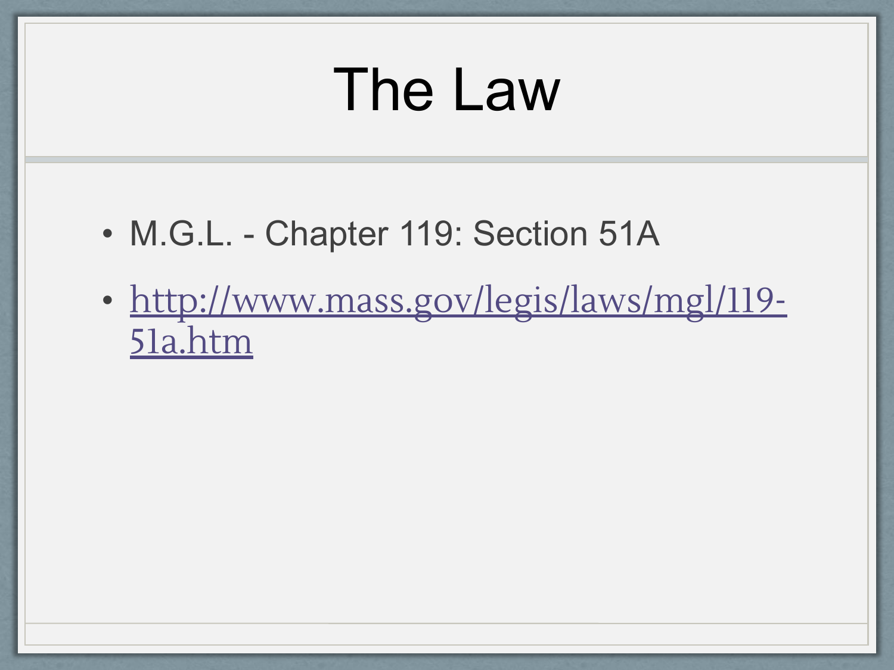# The Law

- M.G.L. - Chapter 119: Section 51A
- http://www.mass.gov/legis/laws/mgl/119-51a.htm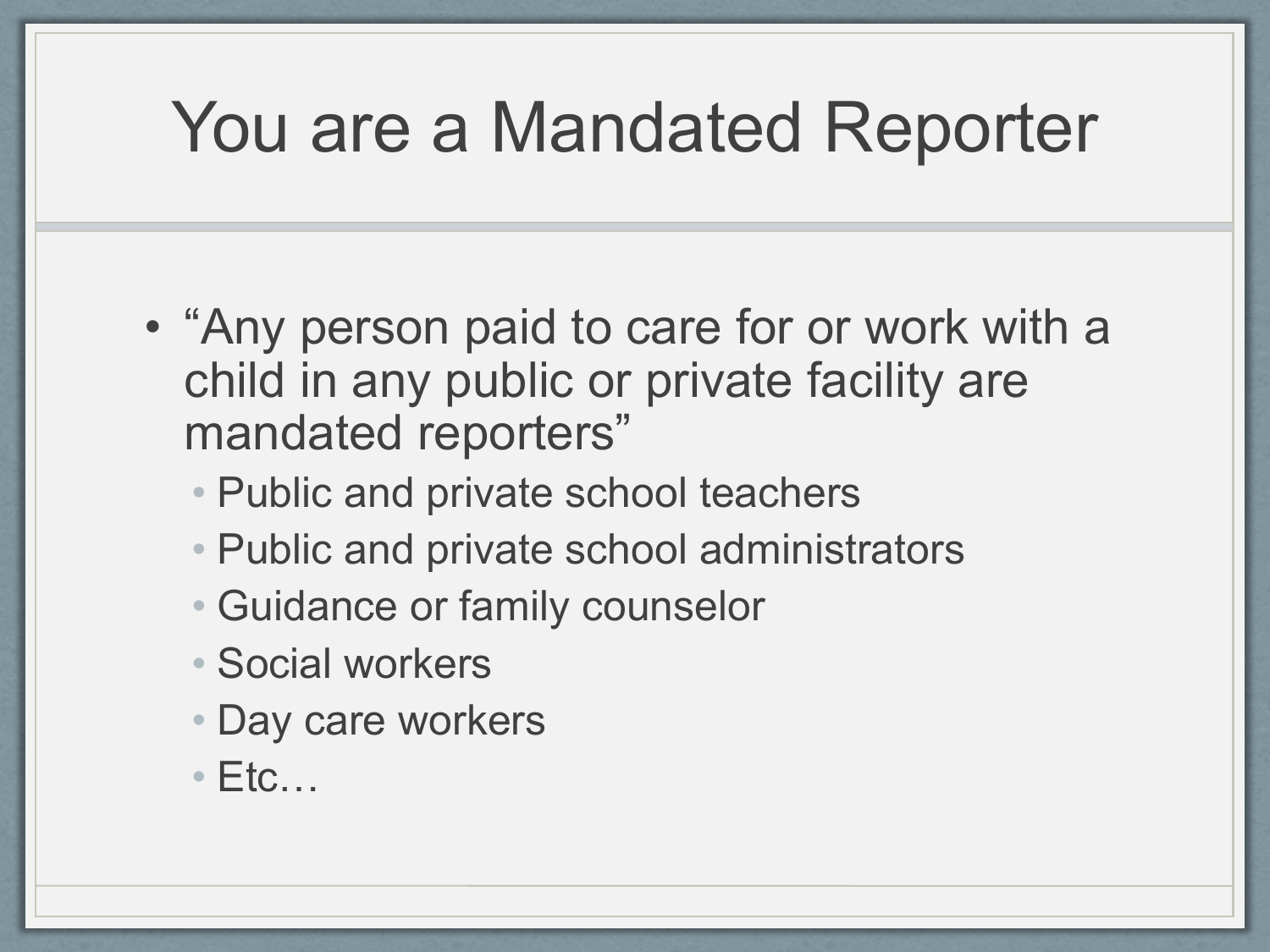# You are a Mandated Reporter

- "Any person paid to care for or work with a child in any public or private facility are mandated reporters"
  - Public and private school teachers
  - Public and private school administrators
  - Guidance or family counselor
  - Social workers
  - Day care workers
  - Etc…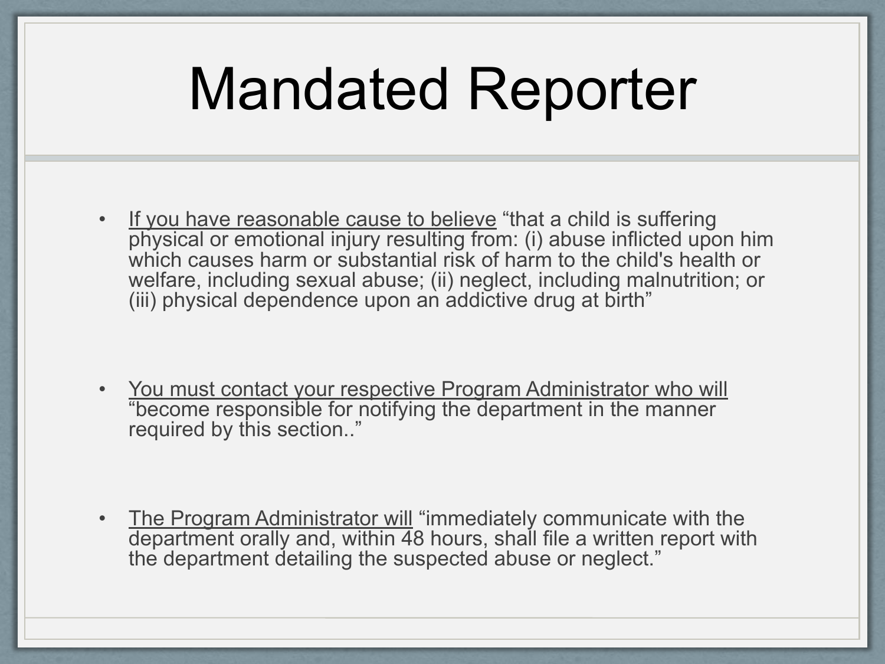# Mandated Reporter

- <u>If you have reasonable cause to believe</u> “that a child is suffering physical or emotional injury resulting from: (i) abuse inflicted upon him which causes harm or substantial risk of harm to the child's health or welfare, including sexual abuse; (ii) neglect, including malnutrition; or (iii) physical dependence upon an addictive drug at birth”

- <u>You must contact your respective Program Administrator who will</u> “become responsible for notifying the department in the manner required by this section..”

- <u>The Program Administrator will</u> “immediately communicate with the department orally and, within 48 hours, shall file a written report with the department detailing the suspected abuse or neglect.”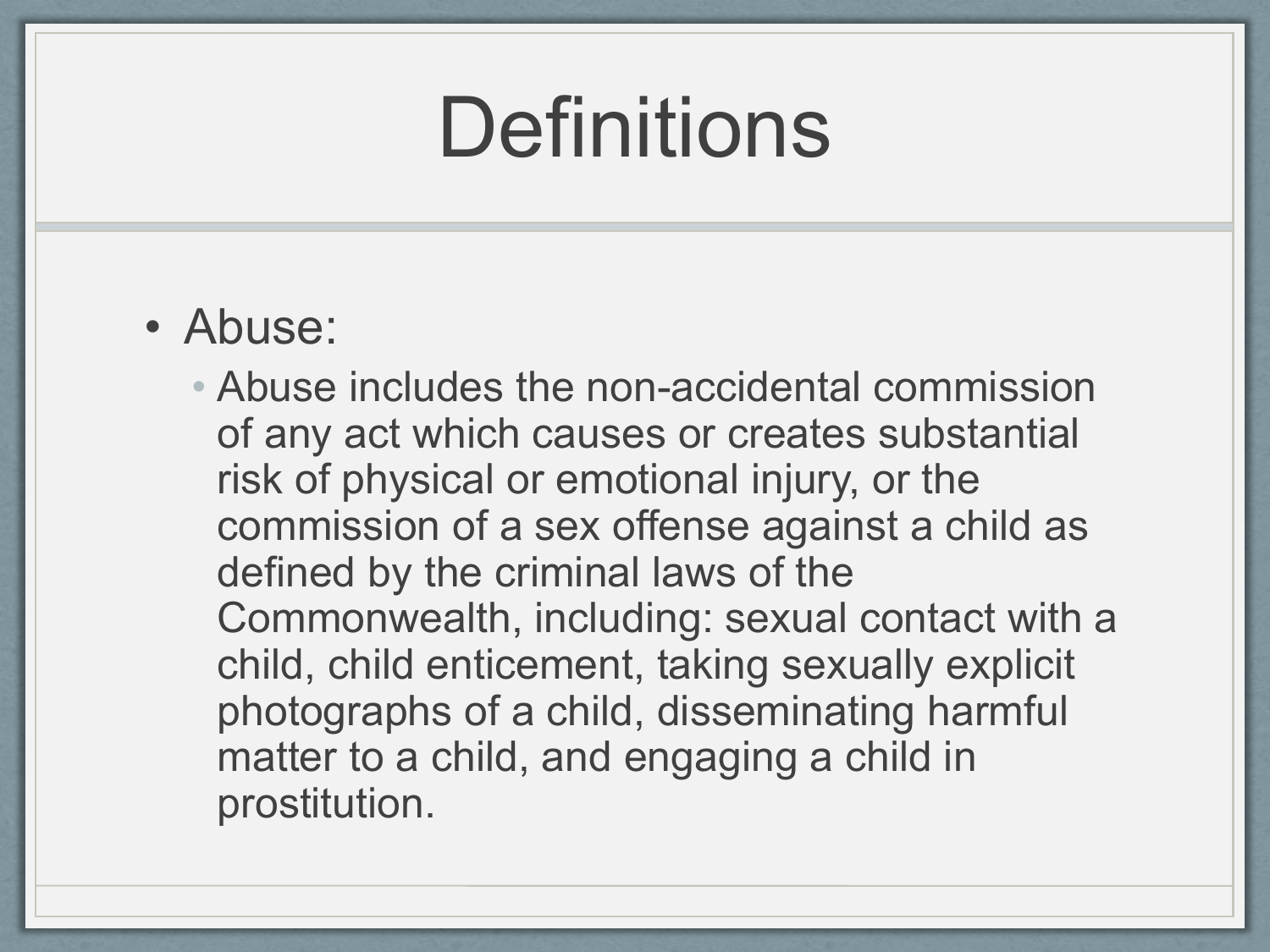# Definitions

- Abuse:
  - Abuse includes the non-accidental commission of any act which causes or creates substantial risk of physical or emotional injury, or the commission of a sex offense against a child as defined by the criminal laws of the Commonwealth, including: sexual contact with a child, child enticement, taking sexually explicit photographs of a child, disseminating harmful matter to a child, and engaging a child in prostitution.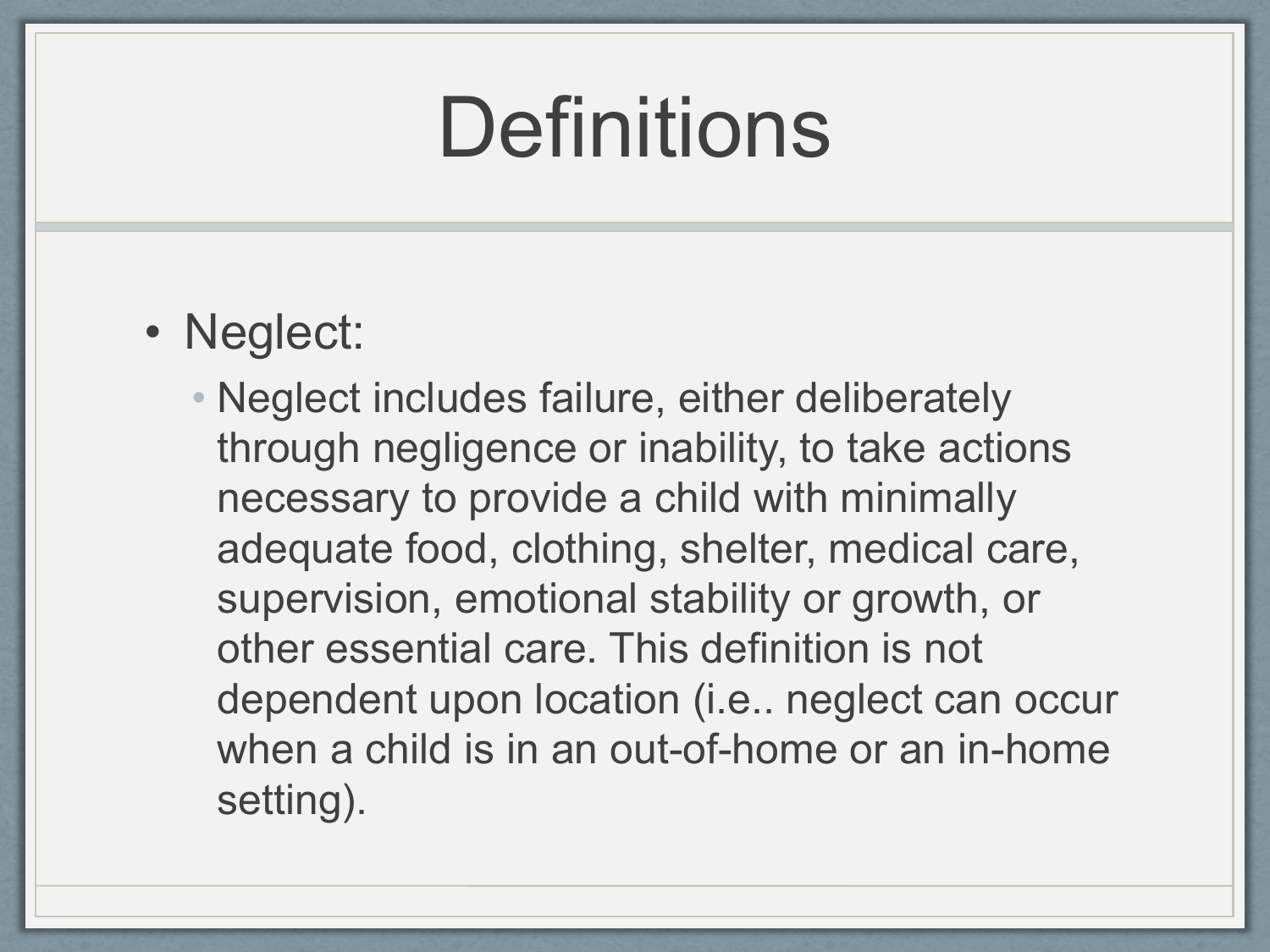# Definitions

- Neglect:
  - Neglect includes failure, either deliberately through negligence or inability, to take actions necessary to provide a child with minimally adequate food, clothing, shelter, medical care, supervision, emotional stability or growth, or other essential care. This definition is not dependent upon location (i.e.. neglect can occur when a child is in an out-of-home or an in-home setting).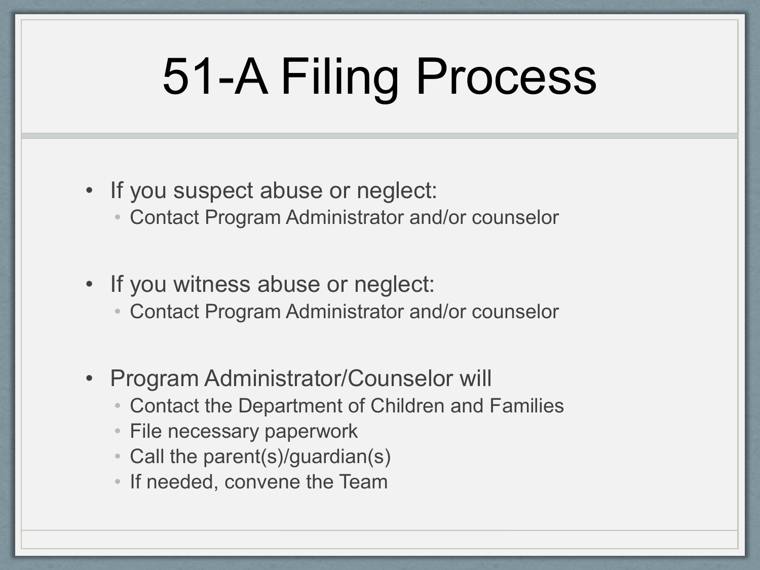# 51-A Filing Process

- If you suspect abuse or neglect:
  - Contact Program Administrator and/or counselor
- If you witness abuse or neglect:
  - Contact Program Administrator and/or counselor
- Program Administrator/Counselor will
  - Contact the Department of Children and Families
  - File necessary paperwork
  - Call the parent(s)/guardian(s)
  - If needed, convene the Team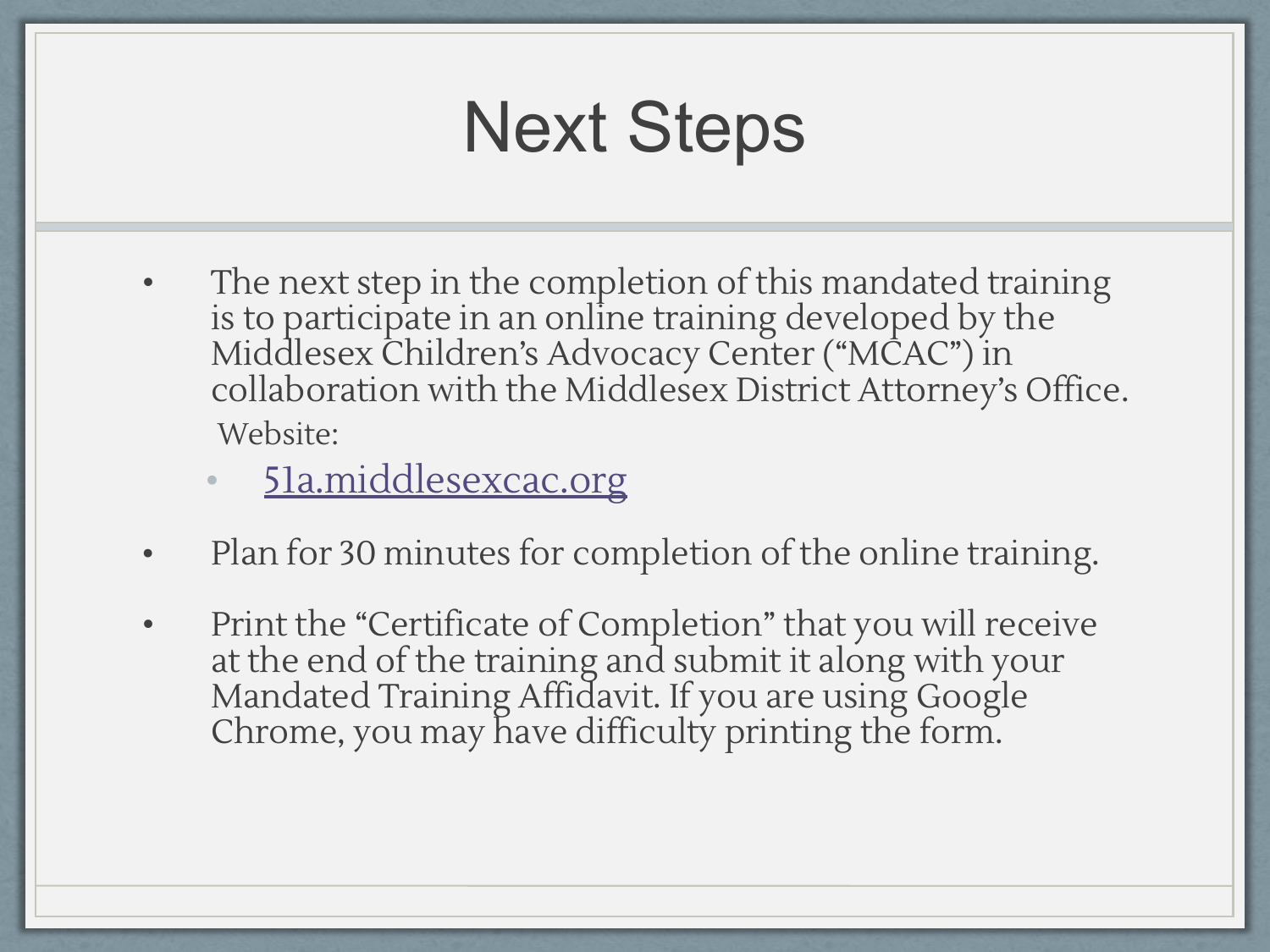# Next Steps

- The next step in the completion of this mandated training is to participate in an online training developed by the Middlesex Children's Advocacy Center ("MCAC") in collaboration with the Middlesex District Attorney's Office.

  Website:

  - 51a.middlesexcac.org

- Plan for 30 minutes for completion of the online training.

- Print the "Certificate of Completion" that you will receive at the end of the training and submit it along with your Mandated Training Affidavit. If you are using Google Chrome, you may have difficulty printing the form.